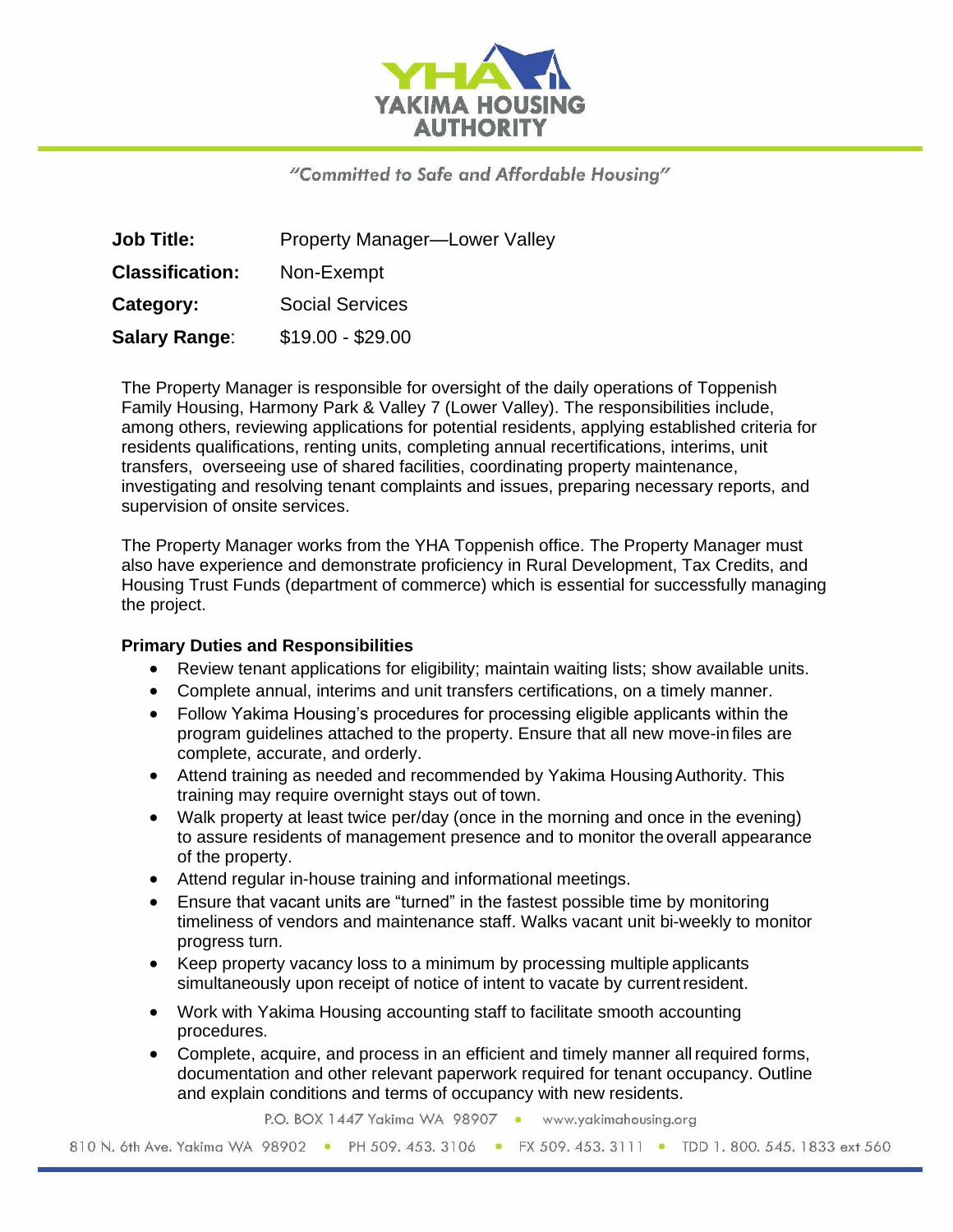# YAKIMA HOUSING AUTHORITY

*"Committed to Safe and Affordable Housing"*

| | |
|---|---|
| **Job Title:** | Property Manager—Lower Valley |
| **Classification:** | Non-Exempt |
| **Category:** | Social Services |
| **Salary Range**: | $19.00 - $29.00 |

The Property Manager is responsible for oversight of the daily operations of Toppenish Family Housing, Harmony Park & Valley 7 (Lower Valley). The responsibilities include, among others, reviewing applications for potential residents, applying established criteria for residents qualifications, renting units, completing annual recertifications, interims, unit transfers, overseeing use of shared facilities, coordinating property maintenance, investigating and resolving tenant complaints and issues, preparing necessary reports, and supervision of onsite services.

The Property Manager works from the YHA Toppenish office. The Property Manager must also have experience and demonstrate proficiency in Rural Development, Tax Credits, and Housing Trust Funds (department of commerce) which is essential for successfully managing the project.

**Primary Duties and Responsibilities**

- Review tenant applications for eligibility; maintain waiting lists; show available units.
- Complete annual, interims and unit transfers certifications, on a timely manner.
- Follow Yakima Housing's procedures for processing eligible applicants within the program guidelines attached to the property. Ensure that all new move-in files are complete, accurate, and orderly.
- Attend training as needed and recommended by Yakima Housing Authority. This training may require overnight stays out of town.
- Walk property at least twice per/day (once in the morning and once in the evening) to assure residents of management presence and to monitor the overall appearance of the property.
- Attend regular in-house training and informational meetings.
- Ensure that vacant units are "turned" in the fastest possible time by monitoring timeliness of vendors and maintenance staff. Walks vacant unit bi-weekly to monitor progress turn.
- Keep property vacancy loss to a minimum by processing multiple applicants simultaneously upon receipt of notice of intent to vacate by current resident.
- Work with Yakima Housing accounting staff to facilitate smooth accounting procedures.
- Complete, acquire, and process in an efficient and timely manner all required forms, documentation and other relevant paperwork required for tenant occupancy. Outline and explain conditions and terms of occupancy with new residents.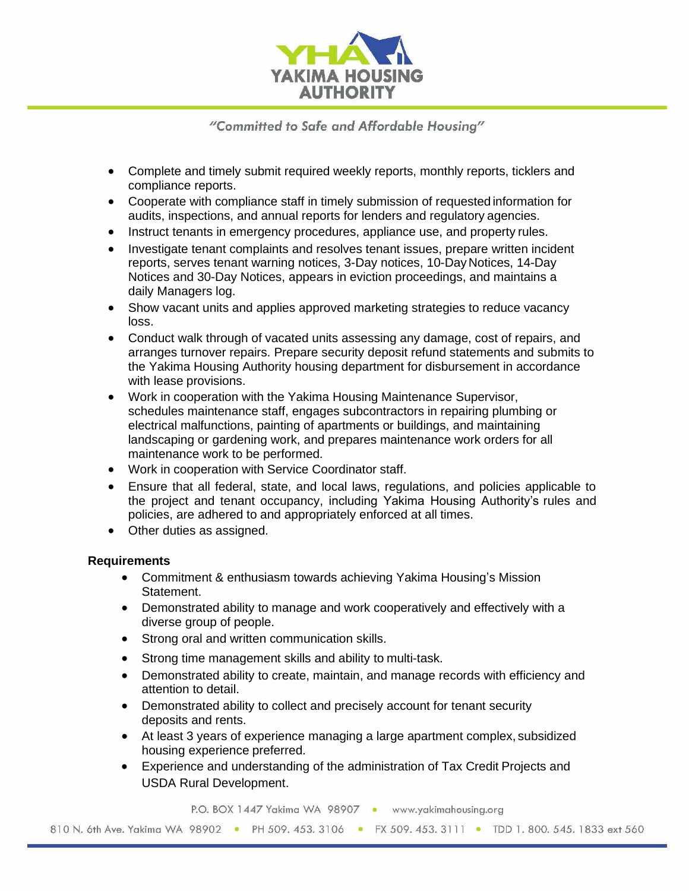- Complete and timely submit required weekly reports, monthly reports, ticklers and compliance reports.
- Cooperate with compliance staff in timely submission of requested information for audits, inspections, and annual reports for lenders and regulatory agencies.
- Instruct tenants in emergency procedures, appliance use, and property rules.
- Investigate tenant complaints and resolves tenant issues, prepare written incident reports, serves tenant warning notices, 3-Day notices, 10-Day Notices, 14-Day Notices and 30-Day Notices, appears in eviction proceedings, and maintains a daily Managers log.
- Show vacant units and applies approved marketing strategies to reduce vacancy loss.
- Conduct walk through of vacated units assessing any damage, cost of repairs, and arranges turnover repairs. Prepare security deposit refund statements and submits to the Yakima Housing Authority housing department for disbursement in accordance with lease provisions.
- Work in cooperation with the Yakima Housing Maintenance Supervisor, schedules maintenance staff, engages subcontractors in repairing plumbing or electrical malfunctions, painting of apartments or buildings, and maintaining landscaping or gardening work, and prepares maintenance work orders for all maintenance work to be performed.
- Work in cooperation with Service Coordinator staff.
- Ensure that all federal, state, and local laws, regulations, and policies applicable to the project and tenant occupancy, including Yakima Housing Authority's rules and policies, are adhered to and appropriately enforced at all times.
- Other duties as assigned.

**Requirements**

- Commitment & enthusiasm towards achieving Yakima Housing's Mission Statement.
- Demonstrated ability to manage and work cooperatively and effectively with a diverse group of people.
- Strong oral and written communication skills.
- Strong time management skills and ability to multi-task.
- Demonstrated ability to create, maintain, and manage records with efficiency and attention to detail.
- Demonstrated ability to collect and precisely account for tenant security deposits and rents.
- At least 3 years of experience managing a large apartment complex, subsidized housing experience preferred.
- Experience and understanding of the administration of Tax Credit Projects and USDA Rural Development.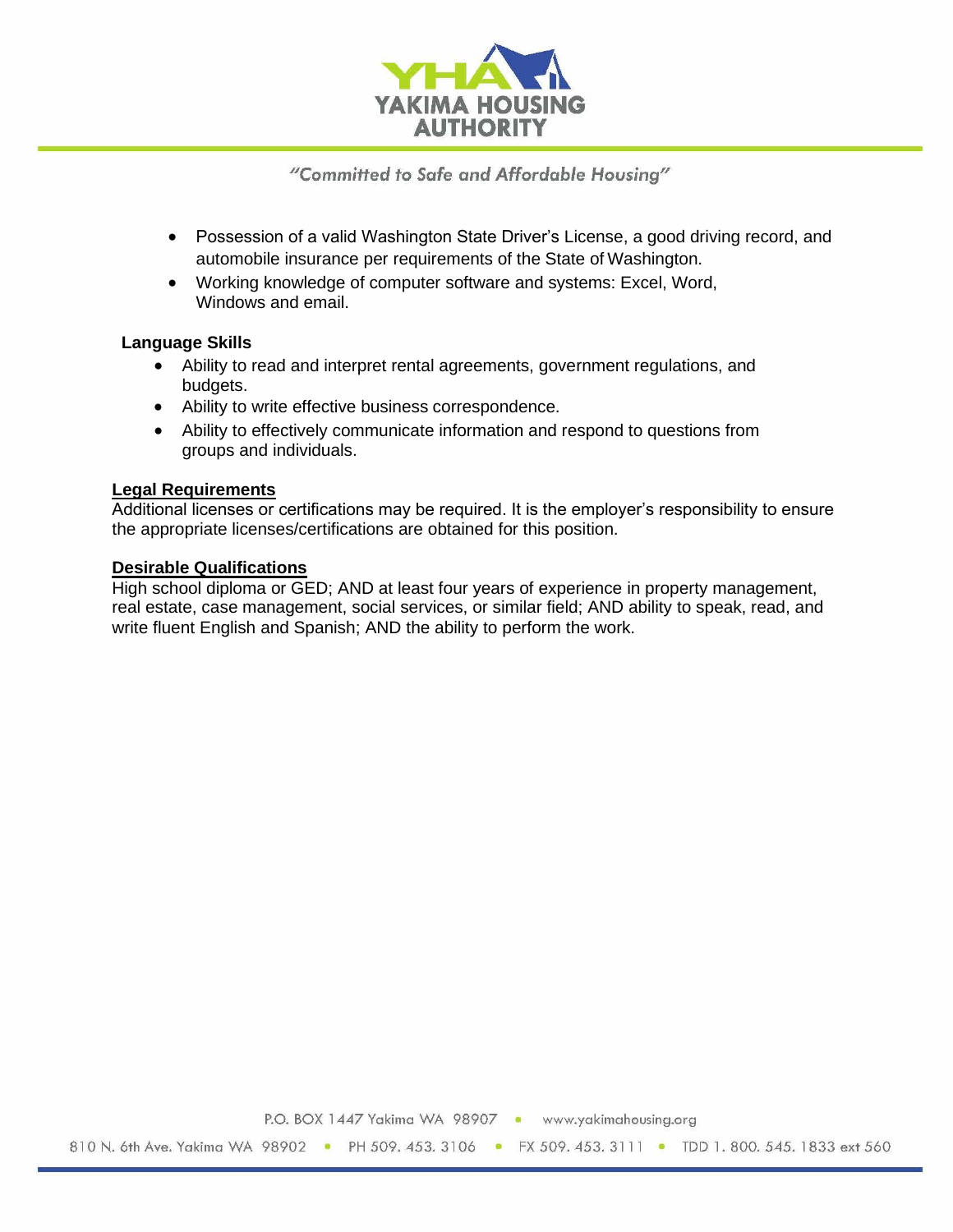- Possession of a valid Washington State Driver's License, a good driving record, and automobile insurance per requirements of the State of Washington.
- Working knowledge of computer software and systems: Excel, Word, Windows and email.

**Language Skills**

- Ability to read and interpret rental agreements, government regulations, and budgets.
- Ability to write effective business correspondence.
- Ability to effectively communicate information and respond to questions from groups and individuals.

**Legal Requirements**

Additional licenses or certifications may be required. It is the employer's responsibility to ensure the appropriate licenses/certifications are obtained for this position.

**Desirable Qualifications**

High school diploma or GED; AND at least four years of experience in property management, real estate, case management, social services, or similar field; AND ability to speak, read, and write fluent English and Spanish; AND the ability to perform the work.